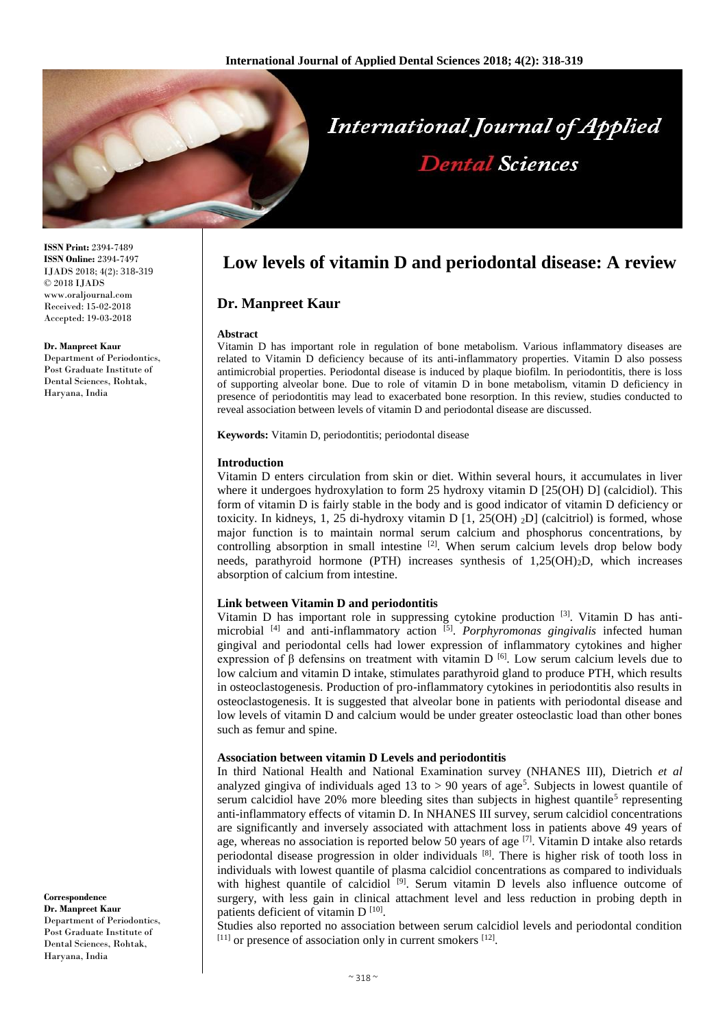# Low levels of vitamin D and periodontal disease: A review

## Dr. Manpreet Kaur

**ISSN Print:** 2394-7489
**ISSN Online:** 2394-7497
IJADS 2018; 4(2): 318-319
© 2018 IJADS
www.oraljournal.com
Received: 15-02-2018
Accepted: 19-03-2018

**Dr. Manpreet Kaur**
Department of Periodontics, Post Graduate Institute of Dental Sciences, Rohtak, Haryana, India

**Correspondence**
**Dr. Manpreet Kaur**
Department of Periodontics, Post Graduate Institute of Dental Sciences, Rohtak, Haryana, India

### Abstract

Vitamin D has important role in regulation of bone metabolism. Various inflammatory diseases are related to Vitamin D deficiency because of its anti-inflammatory properties. Vitamin D also possess antimicrobial properties. Periodontal disease is induced by plaque biofilm. In periodontitis, there is loss of supporting alveolar bone. Due to role of vitamin D in bone metabolism, vitamin D deficiency in presence of periodontitis may lead to exacerbated bone resorption. In this review, studies conducted to reveal association between levels of vitamin D and periodontal disease are discussed.

**Keywords:** Vitamin D, periodontitis; periodontal disease

### Introduction

Vitamin D enters circulation from skin or diet. Within several hours, it accumulates in liver where it undergoes hydroxylation to form 25 hydroxy vitamin D [25(OH) D] (calcidiol). This form of vitamin D is fairly stable in the body and is good indicator of vitamin D deficiency or toxicity. In kidneys, 1, 25 di-hydroxy vitamin D [1, 25(OH) $_2$D] (calcitriol) is formed, whose major function is to maintain normal serum calcium and phosphorus concentrations, by controlling absorption in small intestine [2]. When serum calcium levels drop below body needs, parathyroid hormone (PTH) increases synthesis of 1,25(OH)$_2$D, which increases absorption of calcium from intestine.

### Link between Vitamin D and periodontitis

Vitamin D has important role in suppressing cytokine production [3]. Vitamin D has anti-microbial [4] and anti-inflammatory action [5]. *Porphyromonas gingivalis* infected human gingival and periodontal cells had lower expression of inflammatory cytokines and higher expression of β defensins on treatment with vitamin D [6]. Low serum calcium levels due to low calcium and vitamin D intake, stimulates parathyroid gland to produce PTH, which results in osteoclastogenesis. Production of pro-inflammatory cytokines in periodontitis also results in osteoclastogenesis. It is suggested that alveolar bone in patients with periodontal disease and low levels of vitamin D and calcium would be under greater osteoclastic load than other bones such as femur and spine.

### Association between vitamin D Levels and periodontitis

In third National Health and National Examination survey (NHANES III), Dietrich *et al* analyzed gingiva of individuals aged 13 to > 90 years of age[5]. Subjects in lowest quantile of serum calcidiol have 20% more bleeding sites than subjects in highest quantile[5] representing anti-inflammatory effects of vitamin D. In NHANES III survey, serum calcidiol concentrations are significantly and inversely associated with attachment loss in patients above 49 years of age, whereas no association is reported below 50 years of age [7]. Vitamin D intake also retards periodontal disease progression in older individuals [8]. There is higher risk of tooth loss in individuals with lowest quantile of plasma calcidiol concentrations as compared to individuals with highest quantile of calcidiol [9]. Serum vitamin D levels also influence outcome of surgery, with less gain in clinical attachment level and less reduction in probing depth in patients deficient of vitamin D [10].

Studies also reported no association between serum calcidiol levels and periodontal condition [11] or presence of association only in current smokers [12].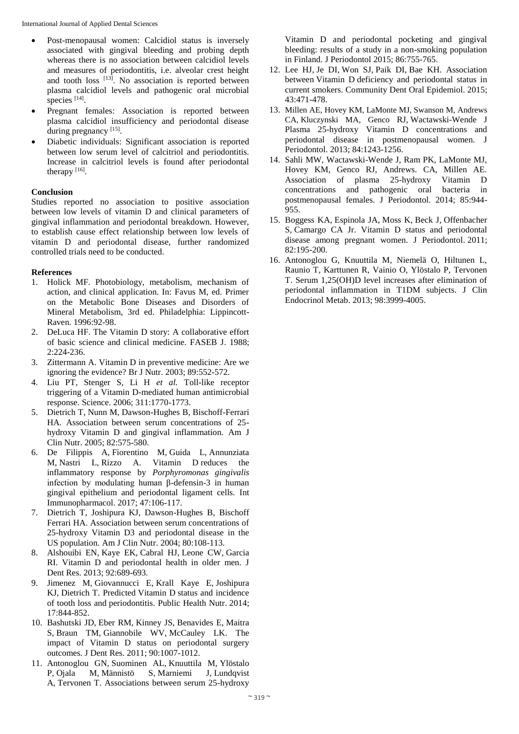- Post-menopausal women: Calcidiol status is inversely associated with gingival bleeding and probing depth whereas there is no association between calcidiol levels and measures of periodontitis, i.e. alveolar crest height and tooth loss [13]. No association is reported between plasma calcidiol levels and pathogenic oral microbial species [14].
- Pregnant females: Association is reported between plasma calcidiol insufficiency and periodontal disease during pregnancy [15].
- Diabetic individuals: Significant association is reported between low serum level of calcitriol and periodontitis. Increase in calcitriol levels is found after periodontal therapy [16].

### Conclusion

Studies reported no association to positive association between low levels of vitamin D and clinical parameters of gingival inflammation and periodontal breakdown. However, to establish cause effect relationship between low levels of vitamin D and periodontal disease, further randomized controlled trials need to be conducted.

### References

1. Holick MF. Photobiology, metabolism, mechanism of action, and clinical application. In: Favus M, ed. Primer on the Metabolic Bone Diseases and Disorders of Mineral Metabolism, 3rd ed. Philadelphia: Lippincott-Raven. 1996:92-98.
2. DeLuca HF. The Vitamin D story: A collaborative effort of basic science and clinical medicine. FASEB J. 1988; 2:224-236.
3. Zittermann A. Vitamin D in preventive medicine: Are we ignoring the evidence? Br J Nutr. 2003; 89:552-572.
4. Liu PT, Stenger S, Li H *et al.* Toll-like receptor triggering of a Vitamin D-mediated human antimicrobial response. Science. 2006; 311:1770-1773.
5. Dietrich T, Nunn M, Dawson-Hughes B, Bischoff-Ferrari HA. Association between serum concentrations of 25-hydroxy Vitamin D and gingival inflammation. Am J Clin Nutr. 2005; 82:575-580.
6. De Filippis A, Fiorentino M, Guida L, Annunziata M, Nastri L, Rizzo A. Vitamin D reduces the inflammatory response by *Porphyromonas gingivalis* infection by modulating human β-defensin-3 in human gingival epithelium and periodontal ligament cells. Int Immunopharmacol. 2017; 47:106-117.
7. Dietrich T, Joshipura KJ, Dawson-Hughes B, Bischoff Ferrari HA. Association between serum concentrations of 25-hydroxy Vitamin D3 and periodontal disease in the US population. Am J Clin Nutr. 2004; 80:108-113.
8. Alshouibi EN, Kaye EK, Cabral HJ, Leone CW, Garcia RI. Vitamin D and periodontal health in older men. J Dent Res. 2013; 92:689-693.
9. Jimenez M, Giovannucci E, Krall Kaye E, Joshipura KJ, Dietrich T. Predicted Vitamin D status and incidence of tooth loss and periodontitis. Public Health Nutr. 2014; 17:844-852.
10. Bashutski JD, Eber RM, Kinney JS, Benavides E, Maitra S, Braun TM, Giannobile WV, McCauley LK. The impact of Vitamin D status on periodontal surgery outcomes. J Dent Res. 2011; 90:1007-1012.
11. Antonoglou GN, Suominen AL, Knuuttila M, Ylöstalo P, Ojala M, Männistö S, Marniemi J, Lundqvist A, Tervonen T. Associations between serum 25-hydroxy Vitamin D and periodontal pocketing and gingival bleeding: results of a study in a non-smoking population in Finland. J Periodontol 2015; 86:755-765.
12. Lee HJ, Je DI, Won SJ, Paik DI, Bae KH. Association between Vitamin D deficiency and periodontal status in current smokers. Community Dent Oral Epidemiol. 2015; 43:471-478.
13. Millen AE, Hovey KM, LaMonte MJ, Swanson M, Andrews CA, Kluczynski MA, Genco RJ, Wactawski-Wende J Plasma 25-hydroxy Vitamin D concentrations and periodontal disease in postmenopausal women. J Periodontol. 2013; 84:1243-1256.
14. Sahli MW, Wactawski-Wende J, Ram PK, LaMonte MJ, Hovey KM, Genco RJ, Andrews. CA, Millen AE. Association of plasma 25-hydroxy Vitamin D concentrations and pathogenic oral bacteria in postmenopausal females. J Periodontol. 2014; 85:944-955.
15. Boggess KA, Espinola JA, Moss K, Beck J, Offenbacher S, Camargo CA Jr. Vitamin D status and periodontal disease among pregnant women. J Periodontol. 2011; 82:195-200.
16. Antonoglou G, Knuuttila M, Niemelä O, Hiltunen L, Raunio T, Karttunen R, Vainio O, Ylöstalo P, Tervonen T. Serum 1,25(OH)D level increases after elimination of periodontal inflammation in T1DM subjects. J Clin Endocrinol Metab. 2013; 98:3999-4005.